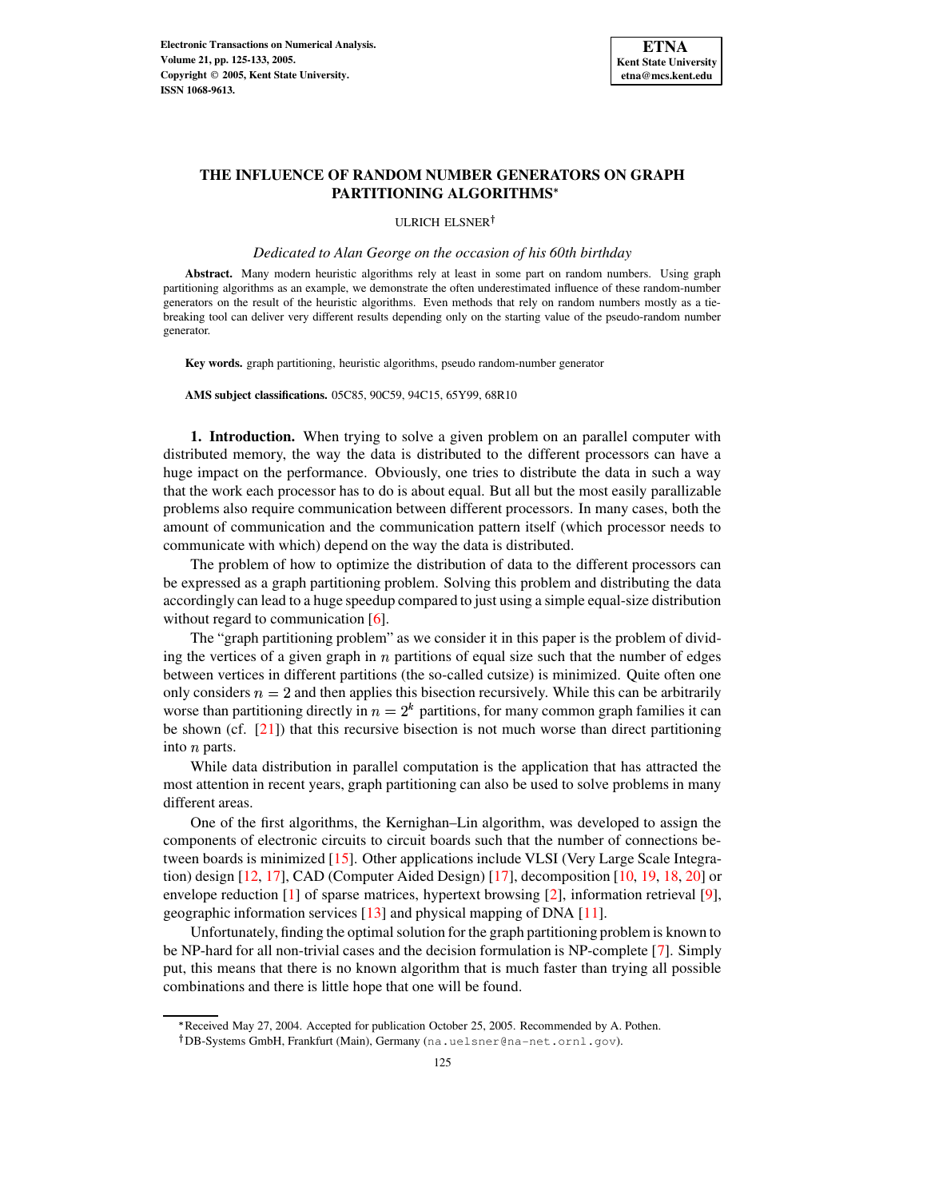# THE INFLUENCE OF RANDOM NUMBER GENERATORS ON GRAPH PARTITIONING ALGORITHMS*

ULRICH ELSNER†

*Dedicated to Alan George on the occasion of his 60th birthday*

**Abstract.** Many modern heuristic algorithms rely at least in some part on random numbers. Using graph partitioning algorithms as an example, we demonstrate the often underestimated influence of these random-number generators on the result of the heuristic algorithms. Even methods that rely on random numbers mostly as a tie-breaking tool can deliver very different results depending only on the starting value of the pseudo-random number generator.

**Key words.** graph partitioning, heuristic algorithms, pseudo random-number generator

**AMS subject classifications.** 05C85, 90C59, 94C15, 65Y99, 68R10

**1. Introduction.** When trying to solve a given problem on an parallel computer with distributed memory, the way the data is distributed to the different processors can have a huge impact on the performance. Obviously, one tries to distribute the data in such a way that the work each processor has to do is about equal. But all but the most easily parallizable problems also require communication between different processors. In many cases, both the amount of communication and the communication pattern itself (which processor needs to communicate with which) depend on the way the data is distributed.

The problem of how to optimize the distribution of data to the different processors can be expressed as a graph partitioning problem. Solving this problem and distributing the data accordingly can lead to a huge speedup compared to just using a simple equal-size distribution without regard to communication [6].

The "graph partitioning problem" as we consider it in this paper is the problem of dividing the vertices of a given graph in $n$ partitions of equal size such that the number of edges between vertices in different partitions (the so-called cutsize) is minimized. Quite often one only considers $n = 2$ and then applies this bisection recursively. While this can be arbitrarily worse than partitioning directly in $n = 2^k$ partitions, for many common graph families it can be shown (cf. [21]) that this recursive bisection is not much worse than direct partitioning into $n$ parts.

While data distribution in parallel computation is the application that has attracted the most attention in recent years, graph partitioning can also be used to solve problems in many different areas.

One of the first algorithms, the Kernighan–Lin algorithm, was developed to assign the components of electronic circuits to circuit boards such that the number of connections between boards is minimized [15]. Other applications include VLSI (Very Large Scale Integration) design [12, 17], CAD (Computer Aided Design) [17], decomposition [10, 19, 18, 20] or envelope reduction [1] of sparse matrices, hypertext browsing [2], information retrieval [9], geographic information services [13] and physical mapping of DNA [11].

Unfortunately, finding the optimal solution for the graph partitioning problem is known to be NP-hard for all non-trivial cases and the decision formulation is NP-complete [7]. Simply put, this means that there is no known algorithm that is much faster than trying all possible combinations and there is little hope that one will be found.

---

*Received May 27, 2004. Accepted for publication October 25, 2005. Recommended by A. Pothen.

†DB-Systems GmbH, Frankfurt (Main), Germany (na.uelsner@na-net.ornl.gov).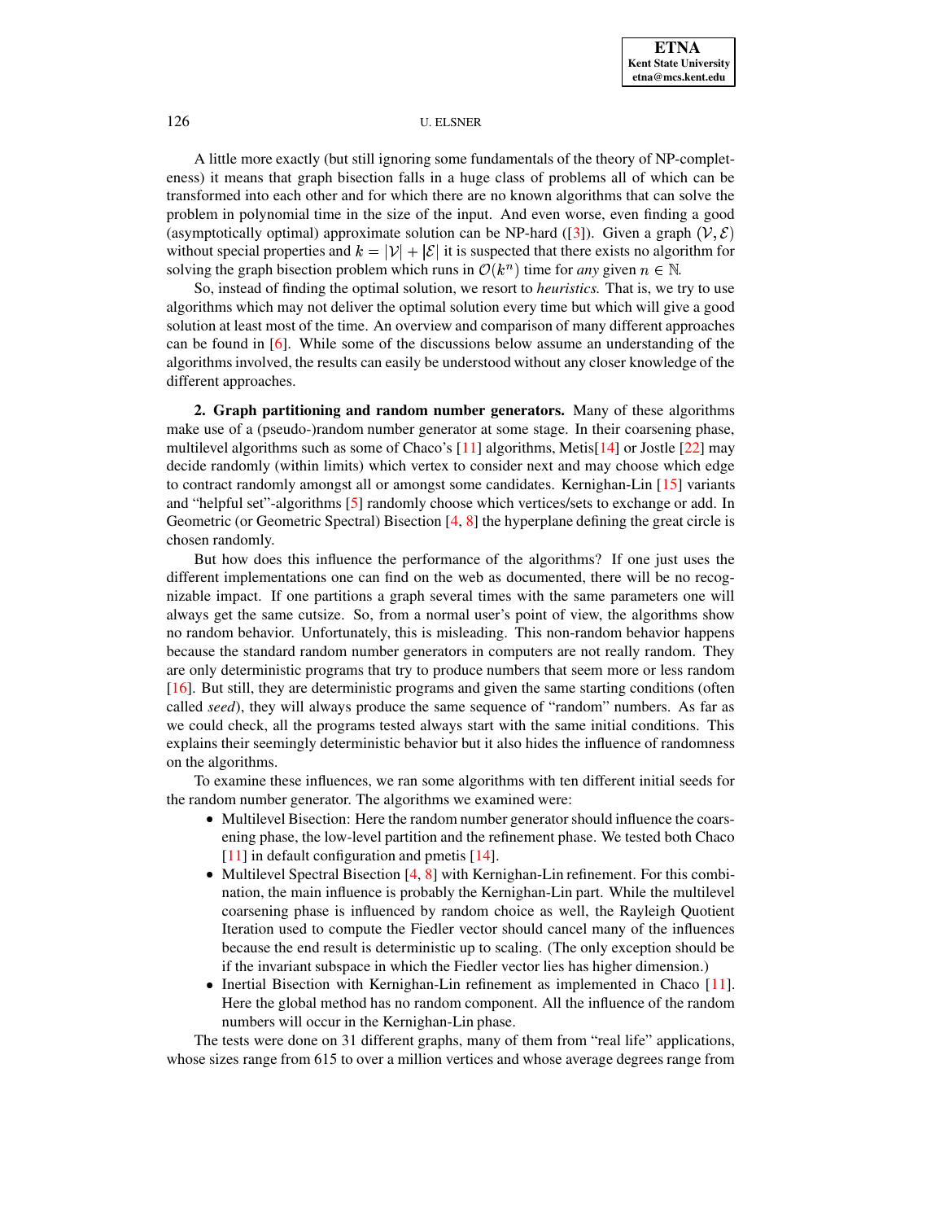A little more exactly (but still ignoring some fundamentals of the theory of NP-completeness) it means that graph bisection falls in a huge class of problems all of which can be transformed into each other and for which there are no known algorithms that can solve the problem in polynomial time in the size of the input. And even worse, even finding a good (asymptotically optimal) approximate solution can be NP-hard ([3]). Given a graph $(\mathcal{V}, \mathcal{E})$ without special properties and $k = |\mathcal{V}| + |\mathcal{E}|$ it is suspected that there exists no algorithm for solving the graph bisection problem which runs in $\mathcal{O}(k^n)$ time for *any* given $n \in \mathbb{N}$.

So, instead of finding the optimal solution, we resort to *heuristics.* That is, we try to use algorithms which may not deliver the optimal solution every time but which will give a good solution at least most of the time. An overview and comparison of many different approaches can be found in [6]. While some of the discussions below assume an understanding of the algorithms involved, the results can easily be understood without any closer knowledge of the different approaches.

**2. Graph partitioning and random number generators.** Many of these algorithms make use of a (pseudo-)random number generator at some stage. In their coarsening phase, multilevel algorithms such as some of Chaco's [11] algorithms, Metis[14] or Jostle [22] may decide randomly (within limits) which vertex to consider next and may choose which edge to contract randomly amongst all or amongst some candidates. Kernighan-Lin [15] variants and "helpful set"-algorithms [5] randomly choose which vertices/sets to exchange or add. In Geometric (or Geometric Spectral) Bisection [4, 8] the hyperplane defining the great circle is chosen randomly.

But how does this influence the performance of the algorithms? If one just uses the different implementations one can find on the web as documented, there will be no recognizable impact. If one partitions a graph several times with the same parameters one will always get the same cutsize. So, from a normal user's point of view, the algorithms show no random behavior. Unfortunately, this is misleading. This non-random behavior happens because the standard random number generators in computers are not really random. They are only deterministic programs that try to produce numbers that seem more or less random [16]. But still, they are deterministic programs and given the same starting conditions (often called *seed*), they will always produce the same sequence of "random" numbers. As far as we could check, all the programs tested always start with the same initial conditions. This explains their seemingly deterministic behavior but it also hides the influence of randomness on the algorithms.

To examine these influences, we ran some algorithms with ten different initial seeds for the random number generator. The algorithms we examined were:

- Multilevel Bisection: Here the random number generator should influence the coarsening phase, the low-level partition and the refinement phase. We tested both Chaco [11] in default configuration and pmetis [14].
- Multilevel Spectral Bisection [4, 8] with Kernighan-Lin refinement. For this combination, the main influence is probably the Kernighan-Lin part. While the multilevel coarsening phase is influenced by random choice as well, the Rayleigh Quotient Iteration used to compute the Fiedler vector should cancel many of the influences because the end result is deterministic up to scaling. (The only exception should be if the invariant subspace in which the Fiedler vector lies has higher dimension.)
- Inertial Bisection with Kernighan-Lin refinement as implemented in Chaco [11]. Here the global method has no random component. All the influence of the random numbers will occur in the Kernighan-Lin phase.

The tests were done on 31 different graphs, many of them from "real life" applications, whose sizes range from 615 to over a million vertices and whose average degrees range from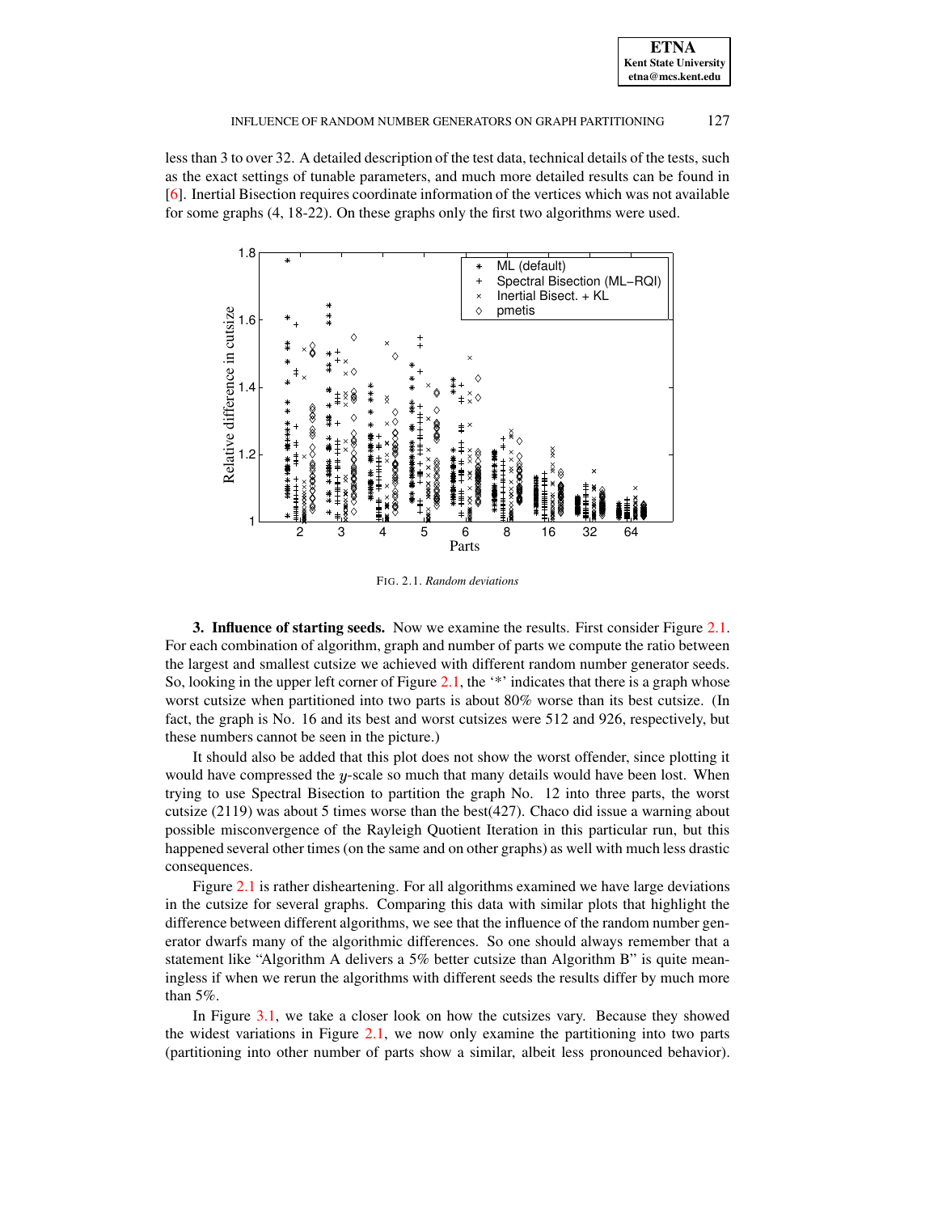less than 3 to over 32. A detailed description of the test data, technical details of the tests, such as the exact settings of tunable parameters, and much more detailed results can be found in [6]. Inertial Bisection requires coordinate information of the vertices which was not available for some graphs (4, 18-22). On these graphs only the first two algorithms were used.

FIG. 2.1. *Random deviations*

## 3. Influence of starting seeds.

Now we examine the results. First consider Figure 2.1. For each combination of algorithm, graph and number of parts we compute the ratio between the largest and smallest cutsize we achieved with different random number generator seeds. So, looking in the upper left corner of Figure 2.1, the '*' indicates that there is a graph whose worst cutsize when partitioned into two parts is about 80% worse than its best cutsize. (In fact, the graph is No. 16 and its best and worst cutsizes were 512 and 926, respectively, but these numbers cannot be seen in the picture.)

It should also be added that this plot does not show the worst offender, since plotting it would have compressed the $y$-scale so much that many details would have been lost. When trying to use Spectral Bisection to partition the graph No. 12 into three parts, the worst cutsize (2119) was about 5 times worse than the best(427). Chaco did issue a warning about possible misconvergence of the Rayleigh Quotient Iteration in this particular run, but this happened several other times (on the same and on other graphs) as well with much less drastic consequences.

Figure 2.1 is rather disheartening. For all algorithms examined we have large deviations in the cutsize for several graphs. Comparing this data with similar plots that highlight the difference between different algorithms, we see that the influence of the random number generator dwarfs many of the algorithmic differences. So one should always remember that a statement like "Algorithm A delivers a 5% better cutsize than Algorithm B" is quite meaningless if when we rerun the algorithms with different seeds the results differ by much more than 5%.

In Figure 3.1, we take a closer look on how the cutsizes vary. Because they showed the widest variations in Figure 2.1, we now only examine the partitioning into two parts (partitioning into other number of parts show a similar, albeit less pronounced behavior).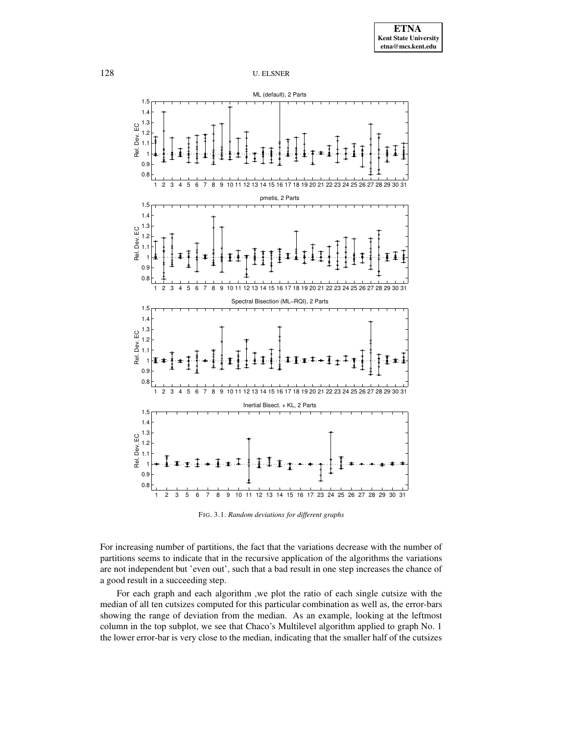FIG. 3.1. *Random deviations for different graphs*

For increasing number of partitions, the fact that the variations decrease with the number of partitions seems to indicate that in the recursive application of the algorithms the variations are not independent but 'even out', such that a bad result in one step increases the chance of a good result in a succeeding step.

For each graph and each algorithm ,we plot the ratio of each single cutsize with the median of all ten cutsizes computed for this particular combination as well as, the error-bars showing the range of deviation from the median. As an example, looking at the leftmost column in the top subplot, we see that Chaco's Multilevel algorithm applied to graph No. 1 the lower error-bar is very close to the median, indicating that the smaller half of the cutsizes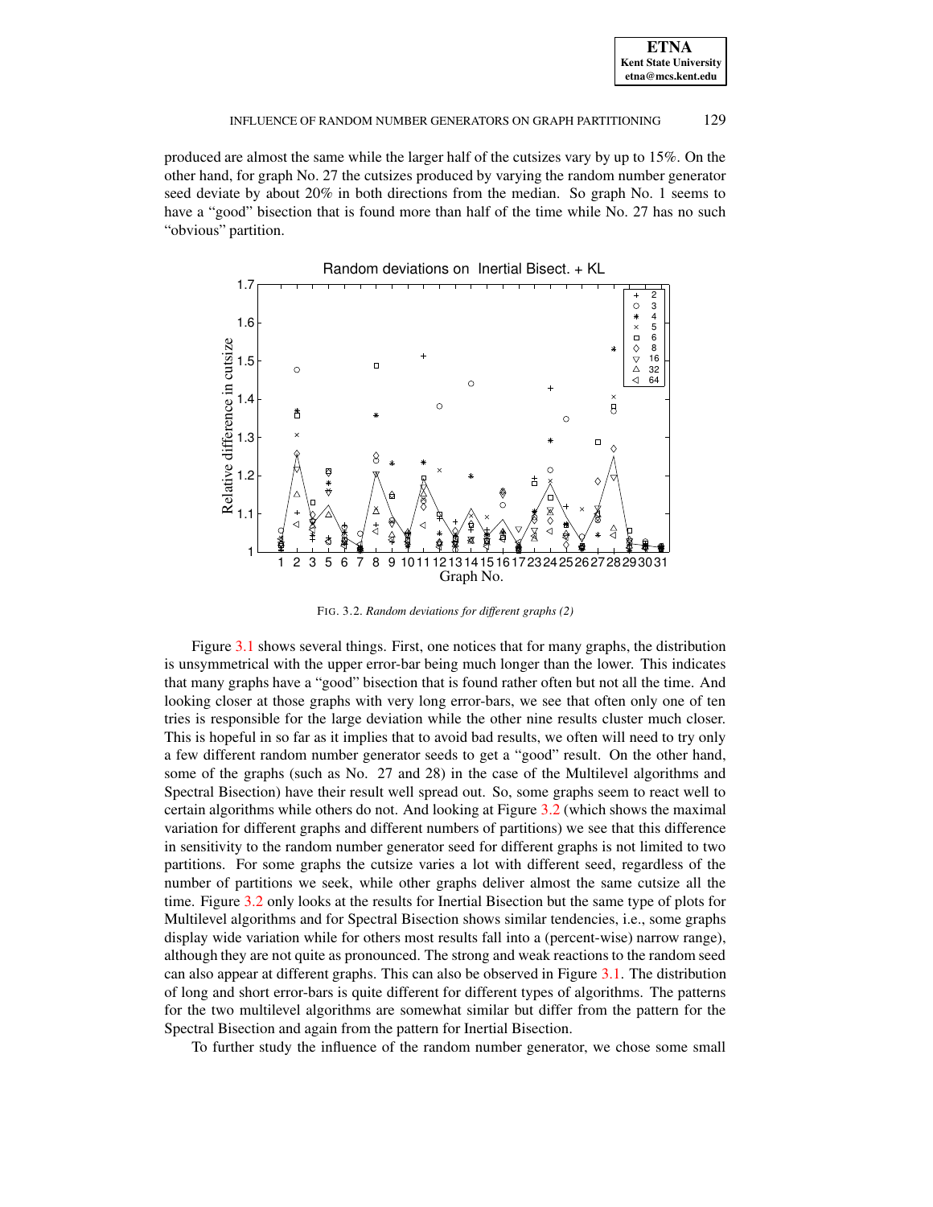produced are almost the same while the larger half of the cutsizes vary by up to 15%. On the other hand, for graph No. 27 the cutsizes produced by varying the random number generator seed deviate by about 20% in both directions from the median. So graph No. 1 seems to have a "good" bisection that is found more than half of the time while No. 27 has no such "obvious" partition.

FIG. 3.2. *Random deviations for different graphs (2)*

Figure 3.1 shows several things. First, one notices that for many graphs, the distribution is unsymmetrical with the upper error-bar being much longer than the lower. This indicates that many graphs have a "good" bisection that is found rather often but not all the time. And looking closer at those graphs with very long error-bars, we see that often only one of ten tries is responsible for the large deviation while the other nine results cluster much closer. This is hopeful in so far as it implies that to avoid bad results, we often will need to try only a few different random number generator seeds to get a "good" result. On the other hand, some of the graphs (such as No. 27 and 28) in the case of the Multilevel algorithms and Spectral Bisection) have their result well spread out. So, some graphs seem to react well to certain algorithms while others do not. And looking at Figure 3.2 (which shows the maximal variation for different graphs and different numbers of partitions) we see that this difference in sensitivity to the random number generator seed for different graphs is not limited to two partitions. For some graphs the cutsize varies a lot with different seed, regardless of the number of partitions we seek, while other graphs deliver almost the same cutsize all the time. Figure 3.2 only looks at the results for Inertial Bisection but the same type of plots for Multilevel algorithms and for Spectral Bisection shows similar tendencies, i.e., some graphs display wide variation while for others most results fall into a (percent-wise) narrow range), although they are not quite as pronounced. The strong and weak reactions to the random seed can also appear at different graphs. This can also be observed in Figure 3.1. The distribution of long and short error-bars is quite different for different types of algorithms. The patterns for the two multilevel algorithms are somewhat similar but differ from the pattern for the Spectral Bisection and again from the pattern for Inertial Bisection.

To further study the influence of the random number generator, we chose some small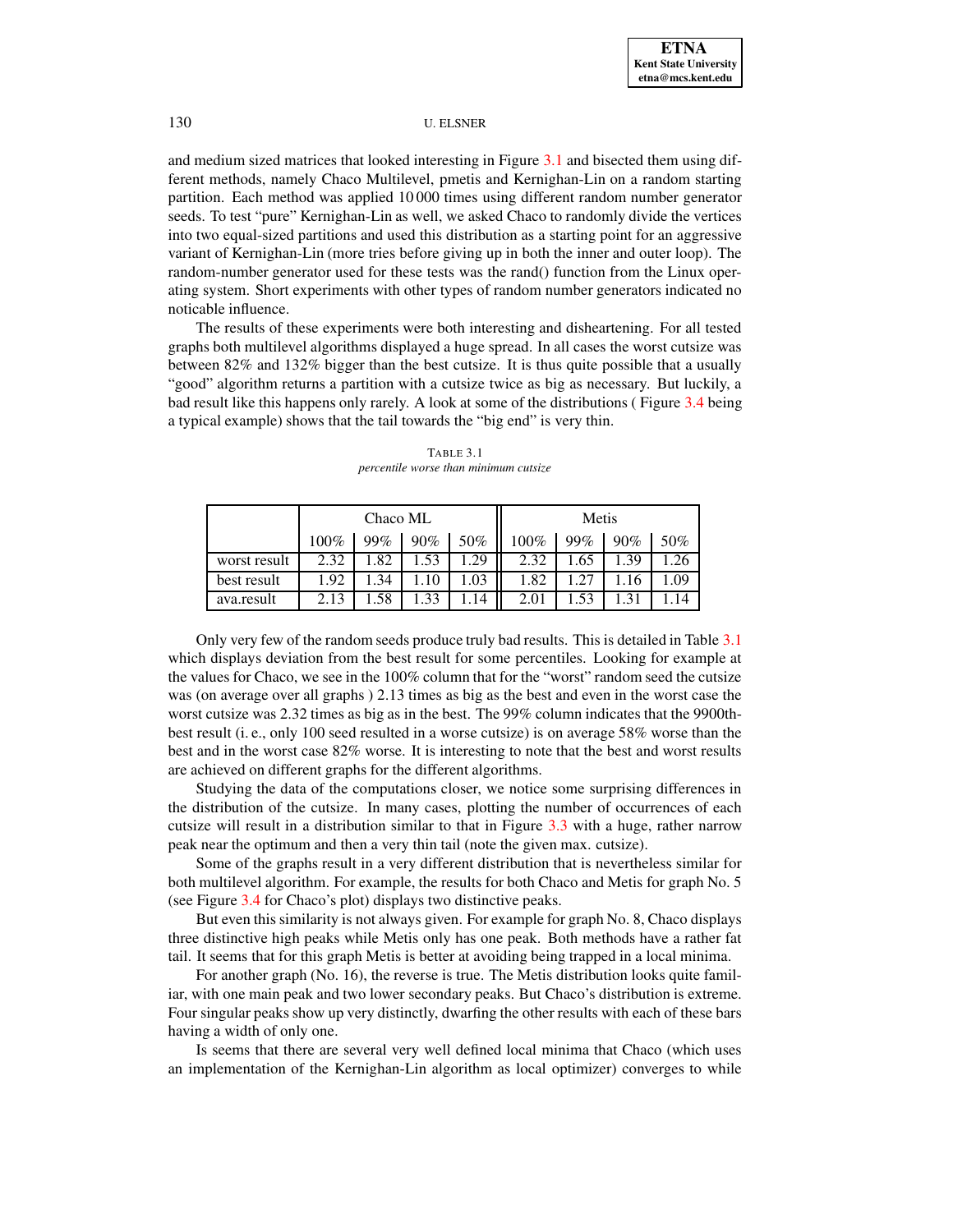and medium sized matrices that looked interesting in Figure 3.1 and bisected them using different methods, namely Chaco Multilevel, pmetis and Kernighan-Lin on a random starting partition. Each method was applied 10 000 times using different random number generator seeds. To test "pure" Kernighan-Lin as well, we asked Chaco to randomly divide the vertices into two equal-sized partitions and used this distribution as a starting point for an aggressive variant of Kernighan-Lin (more tries before giving up in both the inner and outer loop). The random-number generator used for these tests was the rand() function from the Linux operating system. Short experiments with other types of random number generators indicated no noticable influence.

The results of these experiments were both interesting and disheartening. For all tested graphs both multilevel algorithms displayed a huge spread. In all cases the worst cutsize was between 82% and 132% bigger than the best cutsize. It is thus quite possible that a usually "good" algorithm returns a partition with a cutsize twice as big as necessary. But luckily, a bad result like this happens only rarely. A look at some of the distributions ( Figure 3.4 being a typical example) shows that the tail towards the "big end" is very thin.

TABLE 3.1
*percentile worse than minimum cutsize*

| | Chaco ML | | | | Metis | | | |
|---|---|---|---|---|---|---|---|---|
| | 100% | 99% | 90% | 50% | 100% | 99% | 90% | 50% |
| worst result | 2.32 | 1.82 | 1.53 | 1.29 | 2.32 | 1.65 | 1.39 | 1.26 |
| best result | 1.92 | 1.34 | 1.10 | 1.03 | 1.82 | 1.27 | 1.16 | 1.09 |
| ava.result | 2.13 | 1.58 | 1.33 | 1.14 | 2.01 | 1.53 | 1.31 | 1.14 |

Only very few of the random seeds produce truly bad results. This is detailed in Table 3.1 which displays deviation from the best result for some percentiles. Looking for example at the values for Chaco, we see in the 100% column that for the "worst" random seed the cutsize was (on average over all graphs ) 2.13 times as big as the best and even in the worst case the worst cutsize was 2.32 times as big as in the best. The 99% column indicates that the 9900th-best result (i. e., only 100 seed resulted in a worse cutsize) is on average 58% worse than the best and in the worst case 82% worse. It is interesting to note that the best and worst results are achieved on different graphs for the different algorithms.

Studying the data of the computations closer, we notice some surprising differences in the distribution of the cutsize. In many cases, plotting the number of occurrences of each cutsize will result in a distribution similar to that in Figure 3.3 with a huge, rather narrow peak near the optimum and then a very thin tail (note the given max. cutsize).

Some of the graphs result in a very different distribution that is nevertheless similar for both multilevel algorithm. For example, the results for both Chaco and Metis for graph No. 5 (see Figure 3.4 for Chaco's plot) displays two distinctive peaks.

But even this similarity is not always given. For example for graph No. 8, Chaco displays three distinctive high peaks while Metis only has one peak. Both methods have a rather fat tail. It seems that for this graph Metis is better at avoiding being trapped in a local minima.

For another graph (No. 16), the reverse is true. The Metis distribution looks quite familiar, with one main peak and two lower secondary peaks. But Chaco's distribution is extreme. Four singular peaks show up very distinctly, dwarfing the other results with each of these bars having a width of only one.

Is seems that there are several very well defined local minima that Chaco (which uses an implementation of the Kernighan-Lin algorithm as local optimizer) converges to while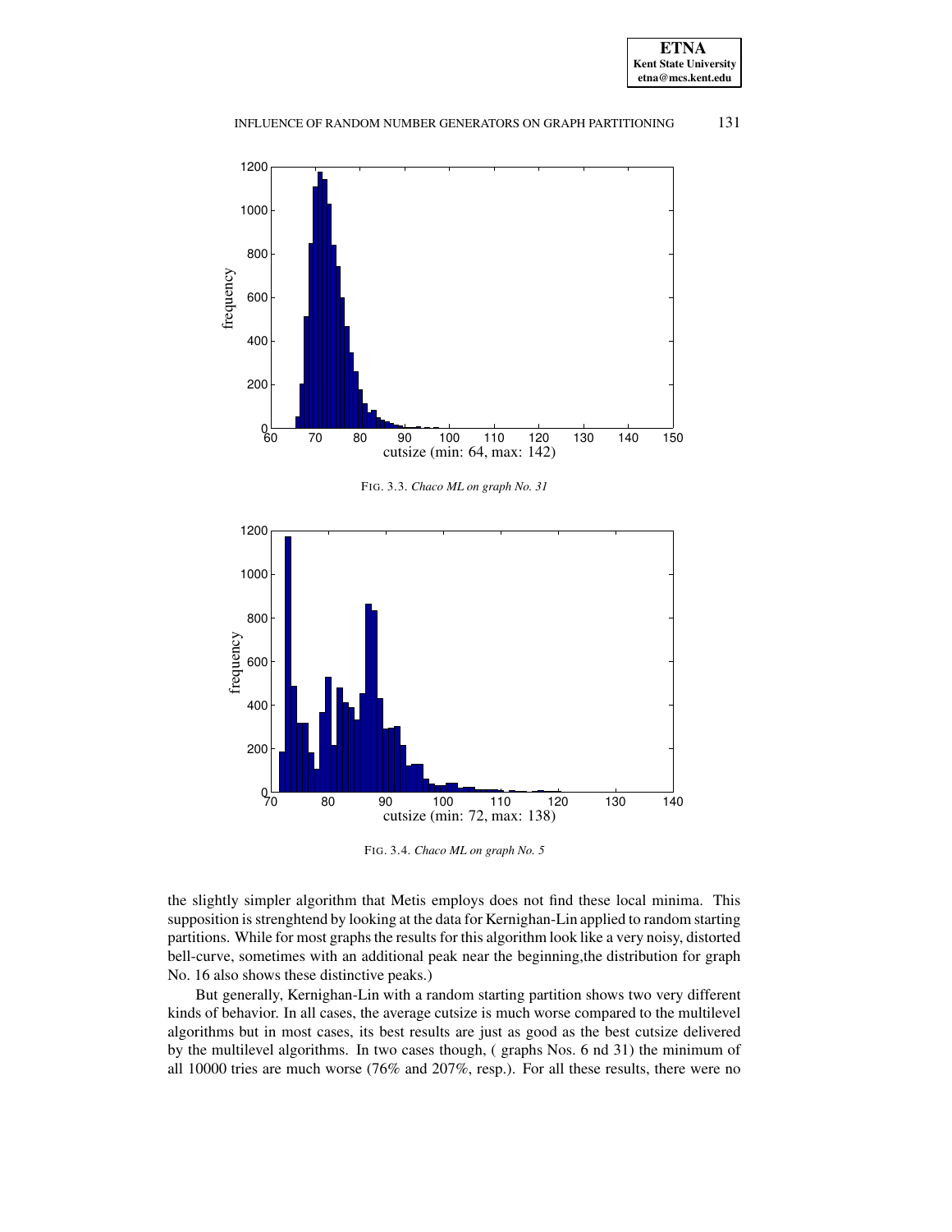FIG. 3.3. *Chaco ML on graph No. 31*

FIG. 3.4. *Chaco ML on graph No. 5*

the slightly simpler algorithm that Metis employs does not find these local minima. This supposition is strenghtend by looking at the data for Kernighan-Lin applied to random starting partitions. While for most graphs the results for this algorithm look like a very noisy, distorted bell-curve, sometimes with an additional peak near the beginning,the distribution for graph No. 16 also shows these distinctive peaks.)

But generally, Kernighan-Lin with a random starting partition shows two very different kinds of behavior. In all cases, the average cutsize is much worse compared to the multilevel algorithms but in most cases, its best results are just as good as the best cutsize delivered by the multilevel algorithms. In two cases though, ( graphs Nos. 6 nd 31) the minimum of all 10000 tries are much worse (76% and 207%, resp.). For all these results, there were no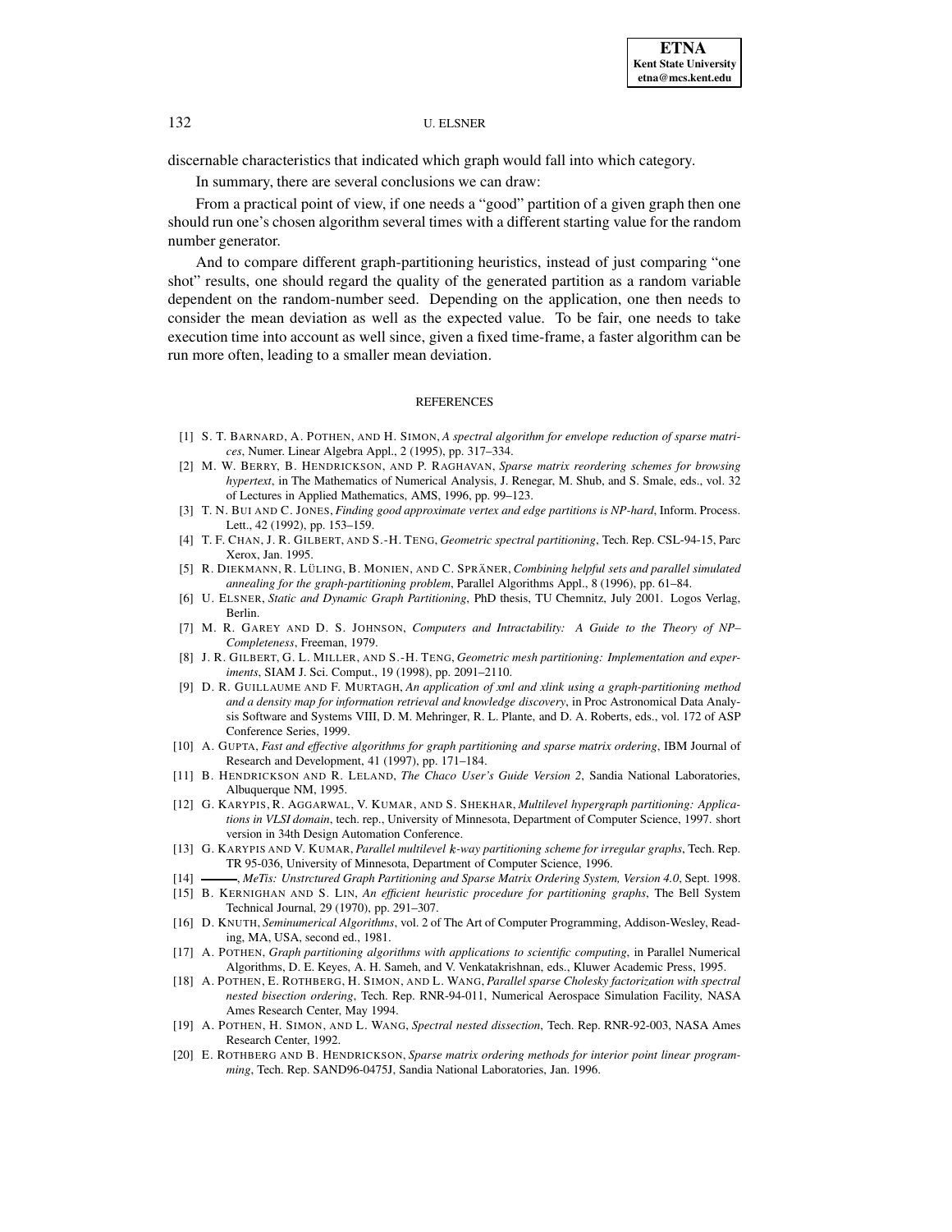discernable characteristics that indicated which graph would fall into which category.

In summary, there are several conclusions we can draw:

From a practical point of view, if one needs a "good" partition of a given graph then one should run one's chosen algorithm several times with a different starting value for the random number generator.

And to compare different graph-partitioning heuristics, instead of just comparing "one shot" results, one should regard the quality of the generated partition as a random variable dependent on the random-number seed. Depending on the application, one then needs to consider the mean deviation as well as the expected value. To be fair, one needs to take execution time into account as well since, given a fixed time-frame, a faster algorithm can be run more often, leading to a smaller mean deviation.

## REFERENCES

[1] S. T. Barnard, A. Pothen, and H. Simon, *A spectral algorithm for envelope reduction of sparse matrices*, Numer. Linear Algebra Appl., 2 (1995), pp. 317–334.

[2] M. W. Berry, B. Hendrickson, and P. Raghavan, *Sparse matrix reordering schemes for browsing hypertext*, in The Mathematics of Numerical Analysis, J. Renegar, M. Shub, and S. Smale, eds., vol. 32 of Lectures in Applied Mathematics, AMS, 1996, pp. 99–123.

[3] T. N. Bui and C. Jones, *Finding good approximate vertex and edge partitions is NP-hard*, Inform. Process. Lett., 42 (1992), pp. 153–159.

[4] T. F. Chan, J. R. Gilbert, and S.-H. Teng, *Geometric spectral partitioning*, Tech. Rep. CSL-94-15, Parc Xerox, Jan. 1995.

[5] R. Diekmann, R. Lüling, B. Monien, and C. Spräner, *Combining helpful sets and parallel simulated annealing for the graph-partitioning problem*, Parallel Algorithms Appl., 8 (1996), pp. 61–84.

[6] U. Elsner, *Static and Dynamic Graph Partitioning*, PhD thesis, TU Chemnitz, July 2001. Logos Verlag, Berlin.

[7] M. R. Garey and D. S. Johnson, *Computers and Intractability: A Guide to the Theory of NP–Completeness*, Freeman, 1979.

[8] J. R. Gilbert, G. L. Miller, and S.-H. Teng, *Geometric mesh partitioning: Implementation and experiments*, SIAM J. Sci. Comput., 19 (1998), pp. 2091–2110.

[9] D. R. Guillaume and F. Murtagh, *An application of xml and xlink using a graph-partitioning method and a density map for information retrieval and knowledge discovery*, in Proc Astronomical Data Analysis Software and Systems VIII, D. M. Mehringer, R. L. Plante, and D. A. Roberts, eds., vol. 172 of ASP Conference Series, 1999.

[10] A. Gupta, *Fast and effective algorithms for graph partitioning and sparse matrix ordering*, IBM Journal of Research and Development, 41 (1997), pp. 171–184.

[11] B. Hendrickson and R. Leland, *The Chaco User's Guide Version 2*, Sandia National Laboratories, Albuquerque NM, 1995.

[12] G. Karypis, R. Aggarwal, V. Kumar, and S. Shekhar, *Multilevel hypergraph partitioning: Applications in VLSI domain*, tech. rep., University of Minnesota, Department of Computer Science, 1997. short version in 34th Design Automation Conference.

[13] G. Karypis and V. Kumar, *Parallel multilevel $k$-way partitioning scheme for irregular graphs*, Tech. Rep. TR 95-036, University of Minnesota, Department of Computer Science, 1996.

[14] ———, *MeTis: Unstrctured Graph Partitioning and Sparse Matrix Ordering System, Version 4.0*, Sept. 1998.

[15] B. Kernighan and S. Lin, *An efficient heuristic procedure for partitioning graphs*, The Bell System Technical Journal, 29 (1970), pp. 291–307.

[16] D. Knuth, *Seminumerical Algorithms*, vol. 2 of The Art of Computer Programming, Addison-Wesley, Reading, MA, USA, second ed., 1981.

[17] A. Pothen, *Graph partitioning algorithms with applications to scientific computing*, in Parallel Numerical Algorithms, D. E. Keyes, A. H. Sameh, and V. Venkatakrishnan, eds., Kluwer Academic Press, 1995.

[18] A. Pothen, E. Rothberg, H. Simon, and L. Wang, *Parallel sparse Cholesky factorization with spectral nested bisection ordering*, Tech. Rep. RNR-94-011, Numerical Aerospace Simulation Facility, NASA Ames Research Center, May 1994.

[19] A. Pothen, H. Simon, and L. Wang, *Spectral nested dissection*, Tech. Rep. RNR-92-003, NASA Ames Research Center, 1992.

[20] E. Rothberg and B. Hendrickson, *Sparse matrix ordering methods for interior point linear programming*, Tech. Rep. SAND96-0475J, Sandia National Laboratories, Jan. 1996.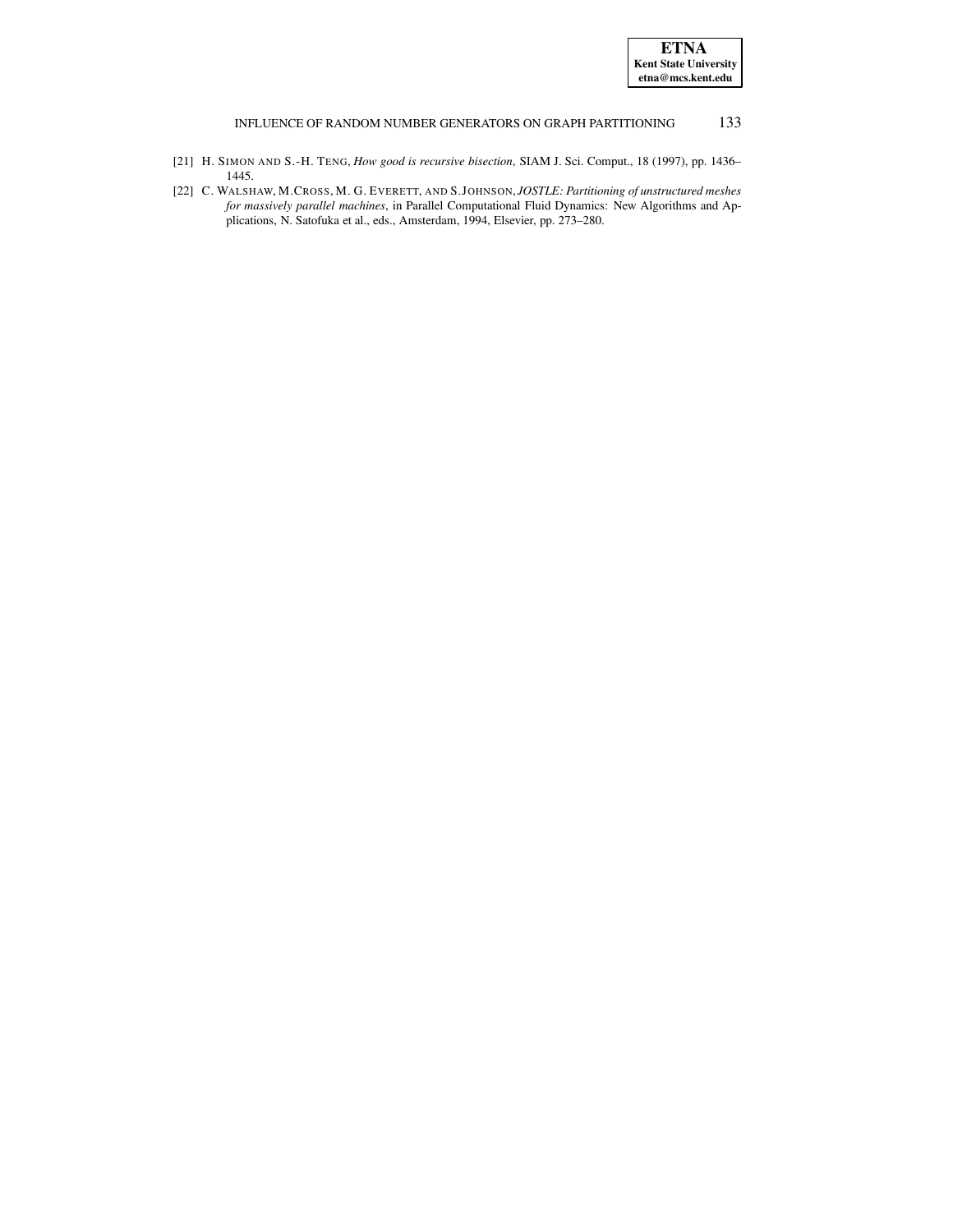[21] H. SIMON AND S.-H. TENG, *How good is recursive bisection*, SIAM J. Sci. Comput., 18 (1997), pp. 1436–1445.

[22] C. WALSHAW, M.CROSS, M. G. EVERETT, AND S.JOHNSON, *JOSTLE: Partitioning of unstructured meshes for massively parallel machines*, in Parallel Computational Fluid Dynamics: New Algorithms and Applications, N. Satofuka et al., eds., Amsterdam, 1994, Elsevier, pp. 273–280.